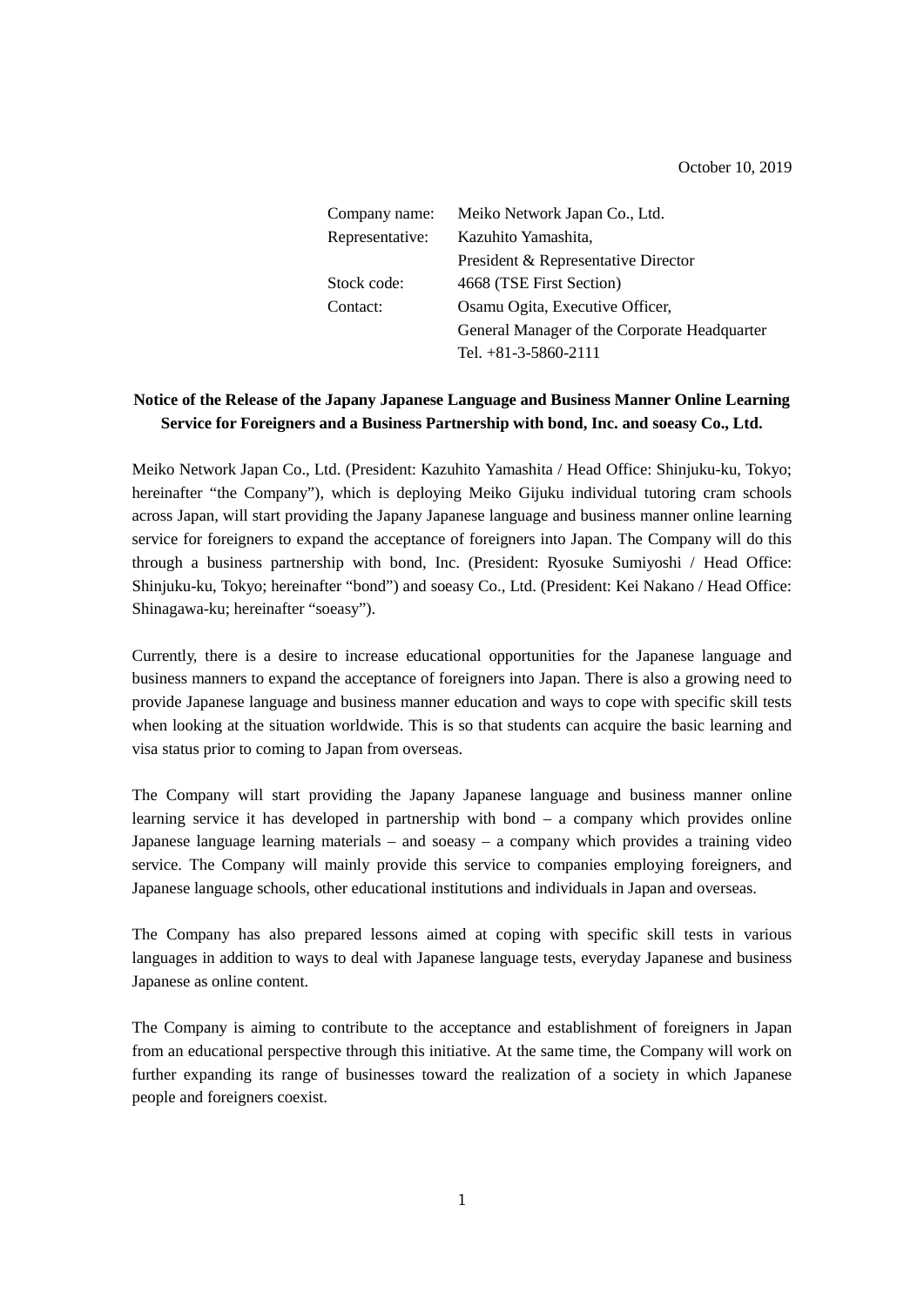October 10, 2019

| | |
|---|---|
| Company name: | Meiko Network Japan Co., Ltd. |
| Representative: | Kazuhito Yamashita, President & Representative Director |
| Stock code: | 4668 (TSE First Section) |
| Contact: | Osamu Ogita, Executive Officer, General Manager of the Corporate Headquarter Tel. +81-3-5860-2111 |

**Notice of the Release of the Japany Japanese Language and Business Manner Online Learning Service for Foreigners and a Business Partnership with bond, Inc. and soeasy Co., Ltd.**

Meiko Network Japan Co., Ltd. (President: Kazuhito Yamashita / Head Office: Shinjuku-ku, Tokyo; hereinafter "the Company"), which is deploying Meiko Gijuku individual tutoring cram schools across Japan, will start providing the Japany Japanese language and business manner online learning service for foreigners to expand the acceptance of foreigners into Japan. The Company will do this through a business partnership with bond, Inc. (President: Ryosuke Sumiyoshi / Head Office: Shinjuku-ku, Tokyo; hereinafter "bond") and soeasy Co., Ltd. (President: Kei Nakano / Head Office: Shinagawa-ku; hereinafter "soeasy").

Currently, there is a desire to increase educational opportunities for the Japanese language and business manners to expand the acceptance of foreigners into Japan. There is also a growing need to provide Japanese language and business manner education and ways to cope with specific skill tests when looking at the situation worldwide. This is so that students can acquire the basic learning and visa status prior to coming to Japan from overseas.

The Company will start providing the Japany Japanese language and business manner online learning service it has developed in partnership with bond – a company which provides online Japanese language learning materials – and soeasy – a company which provides a training video service. The Company will mainly provide this service to companies employing foreigners, and Japanese language schools, other educational institutions and individuals in Japan and overseas.

The Company has also prepared lessons aimed at coping with specific skill tests in various languages in addition to ways to deal with Japanese language tests, everyday Japanese and business Japanese as online content.

The Company is aiming to contribute to the acceptance and establishment of foreigners in Japan from an educational perspective through this initiative. At the same time, the Company will work on further expanding its range of businesses toward the realization of a society in which Japanese people and foreigners coexist.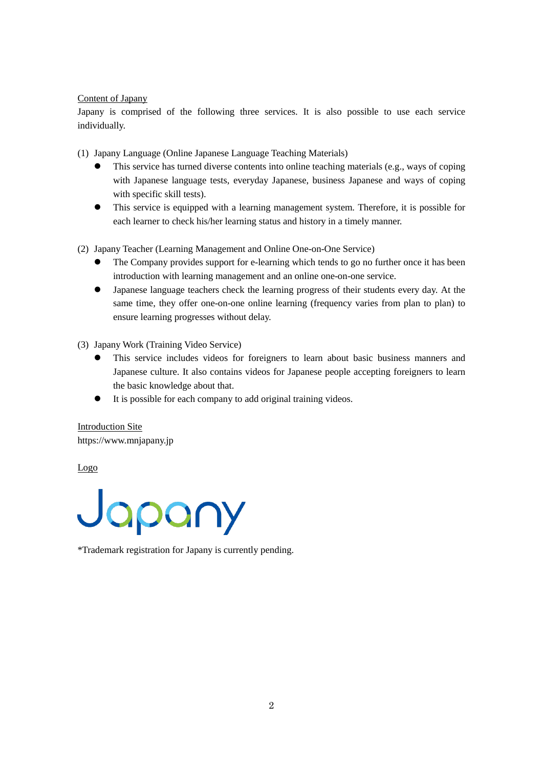Content of Japany

Japany is comprised of the following three services. It is also possible to use each service individually.

(1) Japany Language (Online Japanese Language Teaching Materials)

- This service has turned diverse contents into online teaching materials (e.g., ways of coping with Japanese language tests, everyday Japanese, business Japanese and ways of coping with specific skill tests).
- This service is equipped with a learning management system. Therefore, it is possible for each learner to check his/her learning status and history in a timely manner.

(2) Japany Teacher (Learning Management and Online One-on-One Service)

- The Company provides support for e-learning which tends to go no further once it has been introduction with learning management and an online one-on-one service.
- Japanese language teachers check the learning progress of their students every day. At the same time, they offer one-on-one online learning (frequency varies from plan to plan) to ensure learning progresses without delay.

(3) Japany Work (Training Video Service)

- This service includes videos for foreigners to learn about basic business manners and Japanese culture. It also contains videos for Japanese people accepting foreigners to learn the basic knowledge about that.
- It is possible for each company to add original training videos.

Introduction Site

https://www.mnjapany.jp

Logo

Japany

*Trademark registration for Japany is currently pending.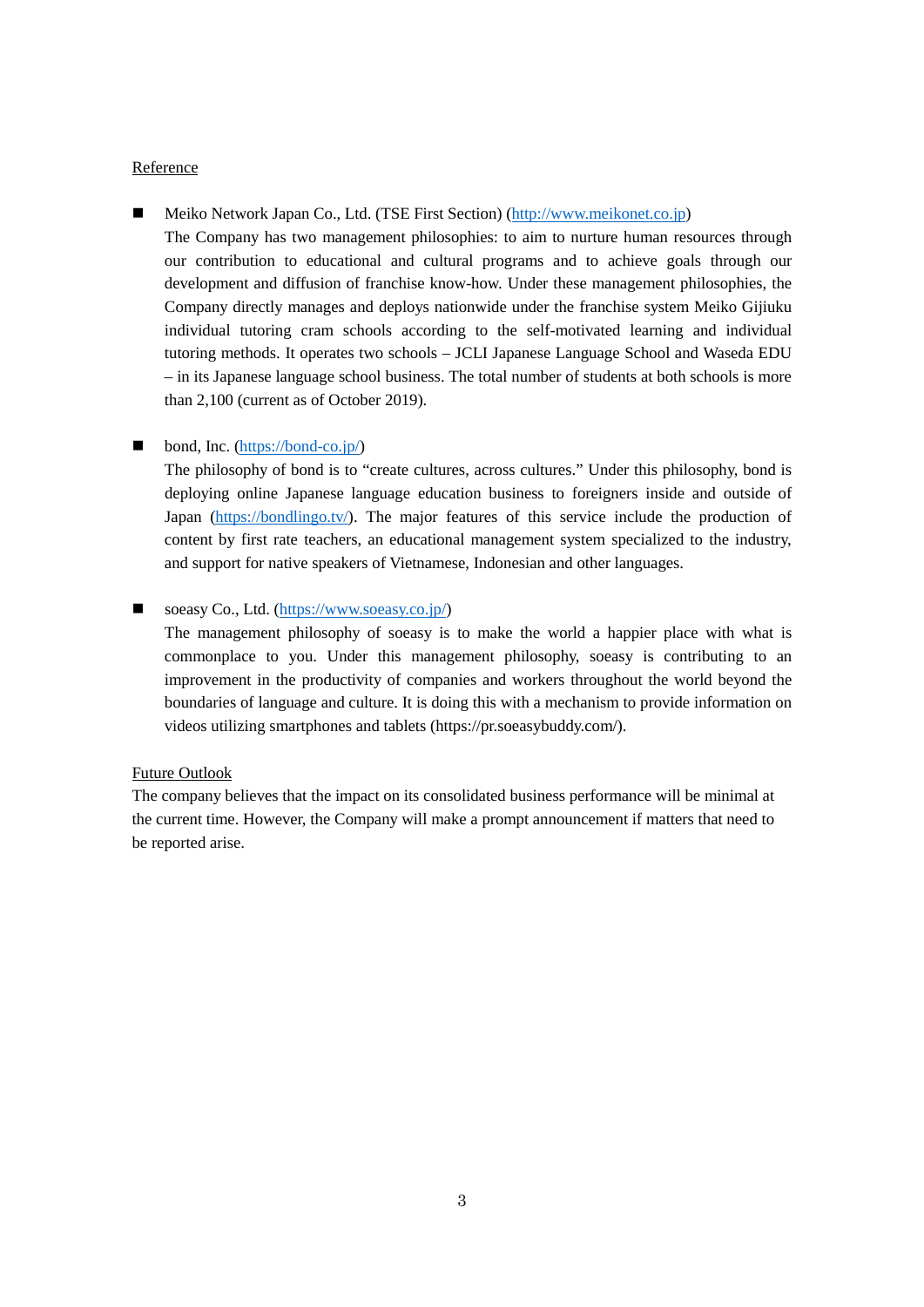<u>Reference</u>

- Meiko Network Japan Co., Ltd. (TSE First Section) (http://www.meikonet.co.jp)
  The Company has two management philosophies: to aim to nurture human resources through our contribution to educational and cultural programs and to achieve goals through our development and diffusion of franchise know-how. Under these management philosophies, the Company directly manages and deploys nationwide under the franchise system Meiko Gijiuku individual tutoring cram schools according to the self-motivated learning and individual tutoring methods. It operates two schools – JCLI Japanese Language School and Waseda EDU – in its Japanese language school business. The total number of students at both schools is more than 2,100 (current as of October 2019).

- bond, Inc. (https://bond-co.jp/)
  The philosophy of bond is to "create cultures, across cultures." Under this philosophy, bond is deploying online Japanese language education business to foreigners inside and outside of Japan (https://bondlingo.tv/). The major features of this service include the production of content by first rate teachers, an educational management system specialized to the industry, and support for native speakers of Vietnamese, Indonesian and other languages.

- soeasy Co., Ltd. (https://www.soeasy.co.jp/)
  The management philosophy of soeasy is to make the world a happier place with what is commonplace to you. Under this management philosophy, soeasy is contributing to an improvement in the productivity of companies and workers throughout the world beyond the boundaries of language and culture. It is doing this with a mechanism to provide information on videos utilizing smartphones and tablets (https://pr.soeasybuddy.com/).

<u>Future Outlook</u>

The company believes that the impact on its consolidated business performance will be minimal at the current time. However, the Company will make a prompt announcement if matters that need to be reported arise.